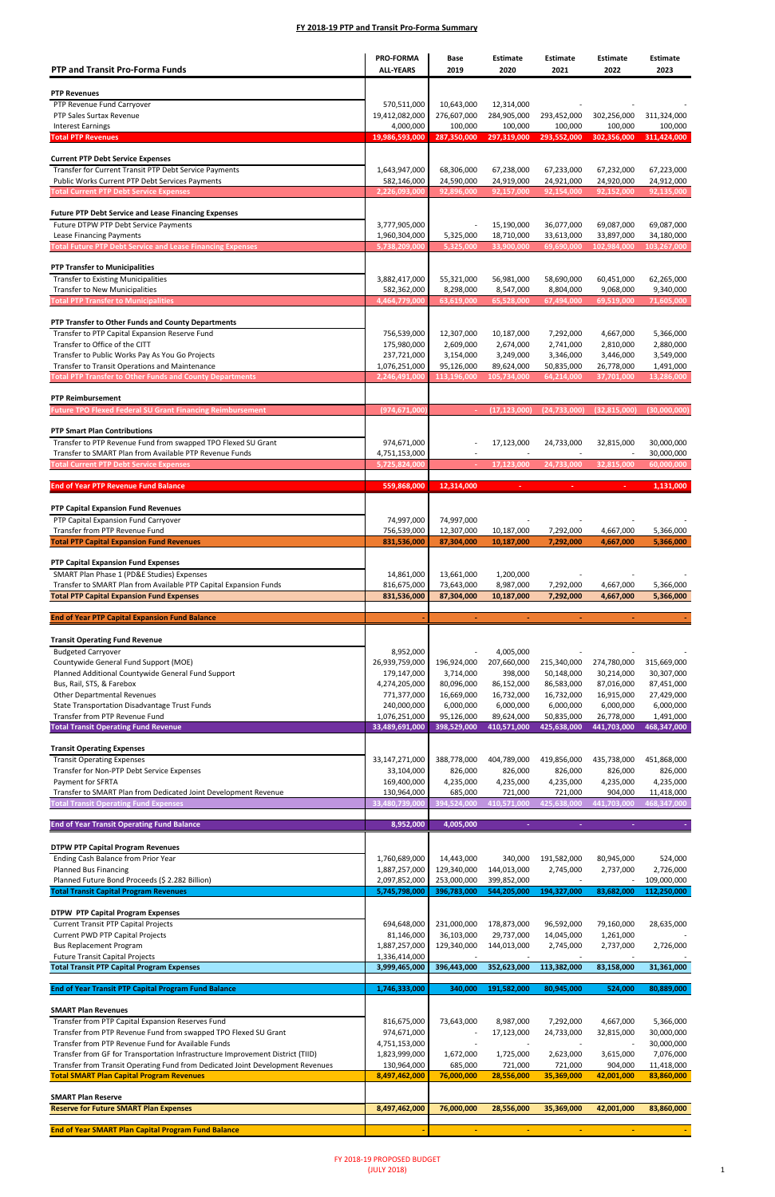## FY 2018-19 PTP and Transit Pro-Forma Summary

| PTP and Transit Pro-Forma Funds | PRO-FORMA ALL-YEARS | Base 2019 | Estimate 2020 | Estimate 2021 | Estimate 2022 | Estimate 2023 |
|---|---|---|---|---|---|---|
| **PTP Revenues** | | | | | | |
| PTP Revenue Fund Carryover | 570,511,000 | 10,643,000 | 12,314,000 | - | - | - |
| PTP Sales Surtax Revenue | 19,412,082,000 | 276,607,000 | 284,905,000 | 293,452,000 | 302,256,000 | 311,324,000 |
| Interest Earnings | 4,000,000 | 100,000 | 100,000 | 100,000 | 100,000 | 100,000 |
| **Total PTP Revenues** | 19,986,593,000 | 287,350,000 | 297,319,000 | 293,552,000 | 302,356,000 | 311,424,000 |
| **Current PTP Debt Service Expenses** | | | | | | |
| Transfer for Current Transit PTP Debt Service Payments | 1,643,947,000 | 68,306,000 | 67,238,000 | 67,233,000 | 67,232,000 | 67,223,000 |
| Public Works Current PTP Debt Services Payments | 582,146,000 | 24,590,000 | 24,919,000 | 24,921,000 | 24,920,000 | 24,912,000 |
| **Total Current PTP Debt Service Expenses** | 2,226,093,000 | 92,896,000 | 92,157,000 | 92,154,000 | 92,152,000 | 92,135,000 |
| **Future PTP Debt Service and Lease Financing Expenses** | | | | | | |
| Future DTPW PTP Debt Service Payments | 3,777,905,000 | - | 15,190,000 | 36,077,000 | 69,087,000 | 69,087,000 |
| Lease Financing Payments | 1,960,304,000 | 5,325,000 | 18,710,000 | 33,613,000 | 33,897,000 | 34,180,000 |
| **Total Future PTP Debt Service and Lease Financing Expenses** | 5,738,209,000 | 5,325,000 | 33,900,000 | 69,690,000 | 102,984,000 | 103,267,000 |
| **PTP Transfer to Municipalities** | | | | | | |
| Transfer to Existing Municipalities | 3,882,417,000 | 55,321,000 | 56,981,000 | 58,690,000 | 60,451,000 | 62,265,000 |
| Transfer to New Municipalities | 582,362,000 | 8,298,000 | 8,547,000 | 8,804,000 | 9,068,000 | 9,340,000 |
| **Total PTP Transfer to Municipalities** | 4,464,779,000 | 63,619,000 | 65,528,000 | 67,494,000 | 69,519,000 | 71,605,000 |
| **PTP Transfer to Other Funds and County Departments** | | | | | | |
| Transfer to PTP Capital Expansion Reserve Fund | 756,539,000 | 12,307,000 | 10,187,000 | 7,292,000 | 4,667,000 | 5,366,000 |
| Transfer to Office of the CITT | 175,980,000 | 2,609,000 | 2,674,000 | 2,741,000 | 2,810,000 | 2,880,000 |
| Transfer to Public Works Pay As You Go Projects | 237,721,000 | 3,154,000 | 3,249,000 | 3,346,000 | 3,446,000 | 3,549,000 |
| Transfer to Transit Operations and Maintenance | 1,076,251,000 | 95,126,000 | 89,624,000 | 50,835,000 | 26,778,000 | 1,491,000 |
| **Total PTP Transfer to Other Funds and County Departments** | 2,246,491,000 | 113,196,000 | 105,734,000 | 64,214,000 | 37,701,000 | 13,286,000 |
| **PTP Reimbursement** | | | | | | |
| **Future TPO Flexed Federal SU Grant Financing Reimbursement** | (974,671,000) | - | (17,123,000) | (24,733,000) | (32,815,000) | (30,000,000) |
| **PTP Smart Plan Contributions** | | | | | | |
| Transfer to PTP Revenue Fund from swapped TPO Flexed SU Grant | 974,671,000 | - | 17,123,000 | 24,733,000 | 32,815,000 | 30,000,000 |
| Transfer to SMART Plan from Available PTP Revenue Funds | 4,751,153,000 | - | - | - | - | 30,000,000 |
| **Total Current PTP Debt Service Expenses** | 5,725,824,000 | - | 17,123,000 | 24,733,000 | 32,815,000 | 60,000,000 |
| **End of Year PTP Revenue Fund Balance** | 559,868,000 | 12,314,000 | - | - | - | 1,131,000 |
| **PTP Capital Expansion Fund Revenues** | | | | | | |
| PTP Capital Expansion Fund Carryover | 74,997,000 | 74,997,000 | - | - | - | - |
| Transfer from PTP Revenue Fund | 756,539,000 | 12,307,000 | 10,187,000 | 7,292,000 | 4,667,000 | 5,366,000 |
| **Total PTP Capital Expansion Fund Revenues** | 831,536,000 | 87,304,000 | 10,187,000 | 7,292,000 | 4,667,000 | 5,366,000 |
| **PTP Capital Expansion Fund Expenses** | | | | | | |
| SMART Plan Phase 1 (PD&E Studies) Expenses | 14,861,000 | 13,661,000 | 1,200,000 | - | - | - |
| Transfer to SMART Plan from Available PTP Capital Expansion Funds | 816,675,000 | 73,643,000 | 8,987,000 | 7,292,000 | 4,667,000 | 5,366,000 |
| **Total PTP Capital Expansion Fund Expenses** | 831,536,000 | 87,304,000 | 10,187,000 | 7,292,000 | 4,667,000 | 5,366,000 |
| **End of Year PTP Capital Expansion Fund Balance** | - | - | - | - | - | - |
| **Transit Operating Fund Revenue** | | | | | | |
| Budgeted Carryover | 8,952,000 | - | 4,005,000 | - | - | - |
| Countywide General Fund Support (MOE) | 26,939,759,000 | 196,924,000 | 207,660,000 | 215,340,000 | 274,780,000 | 315,669,000 |
| Planned Additional Countywide General Fund Support | 179,147,000 | 3,714,000 | 398,000 | 50,148,000 | 30,214,000 | 30,307,000 |
| Bus, Rail, STS, & Farebox | 4,274,205,000 | 80,096,000 | 86,152,000 | 86,583,000 | 87,016,000 | 87,451,000 |
| Other Departmental Revenues | 771,377,000 | 16,669,000 | 16,732,000 | 16,732,000 | 16,915,000 | 27,429,000 |
| State Transportation Disadvantage Trust Funds | 240,000,000 | 6,000,000 | 6,000,000 | 6,000,000 | 6,000,000 | 6,000,000 |
| Transfer from PTP Revenue Fund | 1,076,251,000 | 95,126,000 | 89,624,000 | 50,835,000 | 26,778,000 | 1,491,000 |
| **Total Transit Operating Fund Revenue** | 33,489,691,000 | 398,529,000 | 410,571,000 | 425,638,000 | 441,703,000 | 468,347,000 |
| **Transit Operating Expenses** | | | | | | |
| Transit Operating Expenses | 33,147,271,000 | 388,778,000 | 404,789,000 | 419,856,000 | 435,738,000 | 451,868,000 |
| Transfer for Non-PTP Debt Service Expenses | 33,104,000 | 826,000 | 826,000 | 826,000 | 826,000 | 826,000 |
| Payment for SFRTA | 169,400,000 | 4,235,000 | 4,235,000 | 4,235,000 | 4,235,000 | 4,235,000 |
| Transfer to SMART Plan from Dedicated Joint Development Revenue | 130,964,000 | 685,000 | 721,000 | 721,000 | 904,000 | 11,418,000 |
| **Total Transit Operating Fund Expenses** | 33,480,739,000 | 394,524,000 | 410,571,000 | 425,638,000 | 441,703,000 | 468,347,000 |
| **End of Year Transit Operating Fund Balance** | 8,952,000 | 4,005,000 | - | - | - | - |
| **DTPW PTP Capital Program Revenues** | | | | | | |
| Ending Cash Balance from Prior Year | 1,760,689,000 | 14,443,000 | 340,000 | 191,582,000 | 80,945,000 | 524,000 |
| Planned Bus Financing | 1,887,257,000 | 129,340,000 | 144,013,000 | 2,745,000 | 2,737,000 | 2,726,000 |
| Planned Future Bond Proceeds ($ 2.282 Billion) | 2,097,852,000 | 253,000,000 | 399,852,000 | - | - | 109,000,000 |
| **Total Transit Capital Program Revenues** | 5,745,798,000 | 396,783,000 | 544,205,000 | 194,327,000 | 83,682,000 | 112,250,000 |
| **DTPW PTP Capital Program Expenses** | | | | | | |
| Current Transit PTP Capital Projects | 694,648,000 | 231,000,000 | 178,873,000 | 96,592,000 | 79,160,000 | 28,635,000 |
| Current PWD PTP Capital Projects | 81,146,000 | 36,103,000 | 29,737,000 | 14,045,000 | 1,261,000 | - |
| Bus Replacement Program | 1,887,257,000 | 129,340,000 | 144,013,000 | 2,745,000 | 2,737,000 | 2,726,000 |
| Future Transit Capital Projects | 1,336,414,000 | - | - | - | - | - |
| **Total Transit PTP Capital Program Expenses** | 3,999,465,000 | 396,443,000 | 352,623,000 | 113,382,000 | 83,158,000 | 31,361,000 |
| **End of Year Transit PTP Capital Program Fund Balance** | 1,746,333,000 | 340,000 | 191,582,000 | 80,945,000 | 524,000 | 80,889,000 |
| **SMART Plan Revenues** | | | | | | |
| Transfer from PTP Capital Expansion Reserves Fund | 816,675,000 | 73,643,000 | 8,987,000 | 7,292,000 | 4,667,000 | 5,366,000 |
| Transfer from PTP Revenue Fund from swapped TPO Flexed SU Grant | 974,671,000 | - | 17,123,000 | 24,733,000 | 32,815,000 | 30,000,000 |
| Transfer from PTP Revenue Fund for Available Funds | 4,751,153,000 | - | - | - | - | 30,000,000 |
| Transfer from GF for Transportation Infrastructure Improvement District (TIID) | 1,823,999,000 | 1,672,000 | 1,725,000 | 2,623,000 | 3,615,000 | 7,076,000 |
| Transfer from Transit Operating Fund from Dedicated Joint Development Revenues | 130,964,000 | 685,000 | 721,000 | 721,000 | 904,000 | 11,418,000 |
| **Total SMART Plan Capital Program Revenues** | 8,497,462,000 | 76,000,000 | 28,556,000 | 35,369,000 | 42,001,000 | 83,860,000 |
| **SMART Plan Reserve** | | | | | | |
| **Reserve for Future SMART Plan Expenses** | 8,497,462,000 | 76,000,000 | 28,556,000 | 35,369,000 | 42,001,000 | 83,860,000 |
| **End of Year SMART Plan Capital Program Fund Balance** | - | - | - | - | - | - |

FY 2018-19 PROPOSED BUDGET
(JULY 2018)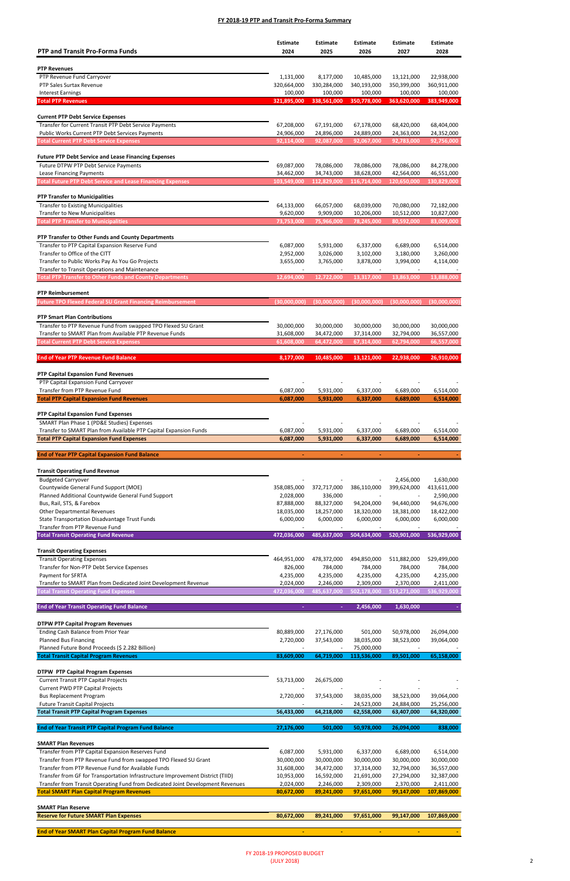## FY 2018-19 PTP and Transit Pro-Forma Summary

| PTP and Transit Pro-Forma Funds | Estimate 2024 | Estimate 2025 | Estimate 2026 | Estimate 2027 | Estimate 2028 |
|---|---|---|---|---|---|
| **PTP Revenues** | | | | | |
| PTP Revenue Fund Carryover | 1,131,000 | 8,177,000 | 10,485,000 | 13,121,000 | 22,938,000 |
| PTP Sales Surtax Revenue | 320,664,000 | 330,284,000 | 340,193,000 | 350,399,000 | 360,911,000 |
| Interest Earnings | 100,000 | 100,000 | 100,000 | 100,000 | 100,000 |
| **Total PTP Revenues** | **321,895,000** | **338,561,000** | **350,778,000** | **363,620,000** | **383,949,000** |
| **Current PTP Debt Service Expenses** | | | | | |
| Transfer for Current Transit PTP Debt Service Payments | 67,208,000 | 67,191,000 | 67,178,000 | 68,420,000 | 68,404,000 |
| Public Works Current PTP Debt Services Payments | 24,906,000 | 24,896,000 | 24,889,000 | 24,363,000 | 24,352,000 |
| **Total Current PTP Debt Service Expenses** | **92,114,000** | **92,087,000** | **92,067,000** | **92,783,000** | **92,756,000** |
| **Future PTP Debt Service and Lease Financing Expenses** | | | | | |
| Future DTPW PTP Debt Service Payments | 69,087,000 | 78,086,000 | 78,086,000 | 78,086,000 | 84,278,000 |
| Lease Financing Payments | 34,462,000 | 34,743,000 | 38,628,000 | 42,564,000 | 46,551,000 |
| **Total Future PTP Debt Service and Lease Financing Expenses** | **103,549,000** | **112,829,000** | **116,714,000** | **120,650,000** | **130,829,000** |
| **PTP Transfer to Municipalities** | | | | | |
| Transfer to Existing Municipalities | 64,133,000 | 66,057,000 | 68,039,000 | 70,080,000 | 72,182,000 |
| Transfer to New Municipalities | 9,620,000 | 9,909,000 | 10,206,000 | 10,512,000 | 10,827,000 |
| **Total PTP Transfer to Municipalities** | **73,753,000** | **75,966,000** | **78,245,000** | **80,592,000** | **83,009,000** |
| **PTP Transfer to Other Funds and County Departments** | | | | | |
| Transfer to PTP Capital Expansion Reserve Fund | 6,087,000 | 5,931,000 | 6,337,000 | 6,689,000 | 6,514,000 |
| Transfer to Office of the CITT | 2,952,000 | 3,026,000 | 3,102,000 | 3,180,000 | 3,260,000 |
| Transfer to Public Works Pay As You Go Projects | 3,655,000 | 3,765,000 | 3,878,000 | 3,994,000 | 4,114,000 |
| Transfer to Transit Operations and Maintenance | - | - | - | - | - |
| **Total PTP Transfer to Other Funds and County Departments** | **12,694,000** | **12,722,000** | **13,317,000** | **13,863,000** | **13,888,000** |
| **PTP Reimbursement** | | | | | |
| **Future TPO Flexed Federal SU Grant Financing Reimbursement** | **(30,000,000)** | **(30,000,000)** | **(30,000,000)** | **(30,000,000)** | **(30,000,000)** |
| **PTP Smart Plan Contributions** | | | | | |
| Transfer to PTP Revenue Fund from swapped TPO Flexed SU Grant | 30,000,000 | 30,000,000 | 30,000,000 | 30,000,000 | 30,000,000 |
| Transfer to SMART Plan from Available PTP Revenue Funds | 31,608,000 | 34,472,000 | 37,314,000 | 32,794,000 | 36,557,000 |
| **Total Current PTP Debt Service Expenses** | **61,608,000** | **64,472,000** | **67,314,000** | **62,794,000** | **66,557,000** |
| **End of Year PTP Revenue Fund Balance** | **8,177,000** | **10,485,000** | **13,121,000** | **22,938,000** | **26,910,000** |
| **PTP Capital Expansion Fund Revenues** | | | | | |
| PTP Capital Expansion Fund Carryover | - | - | - | - | - |
| Transfer from PTP Revenue Fund | 6,087,000 | 5,931,000 | 6,337,000 | 6,689,000 | 6,514,000 |
| **Total PTP Capital Expansion Fund Revenues** | **6,087,000** | **5,931,000** | **6,337,000** | **6,689,000** | **6,514,000** |
| **PTP Capital Expansion Fund Expenses** | | | | | |
| SMART Plan Phase 1 (PD&E Studies) Expenses | - | - | - | - | - |
| Transfer to SMART Plan from Available PTP Capital Expansion Funds | 6,087,000 | 5,931,000 | 6,337,000 | 6,689,000 | 6,514,000 |
| **Total PTP Capital Expansion Fund Expenses** | **6,087,000** | **5,931,000** | **6,337,000** | **6,689,000** | **6,514,000** |
| **End of Year PTP Capital Expansion Fund Balance** | **-** | **-** | **-** | **-** | **-** |
| **Transit Operating Fund Revenue** | | | | | |
| Budgeted Carryover | - | - | - | 2,456,000 | 1,630,000 |
| Countywide General Fund Support (MOE) | 358,085,000 | 372,717,000 | 386,110,000 | 399,624,000 | 413,611,000 |
| Planned Additional Countywide General Fund Support | 2,028,000 | 336,000 | - | - | 2,590,000 |
| Bus, Rail, STS, & Farebox | 87,888,000 | 88,327,000 | 94,204,000 | 94,440,000 | 94,676,000 |
| Other Departmental Revenues | 18,035,000 | 18,257,000 | 18,320,000 | 18,381,000 | 18,422,000 |
| State Transportation Disadvantage Trust Funds | 6,000,000 | 6,000,000 | 6,000,000 | 6,000,000 | 6,000,000 |
| Transfer from PTP Revenue Fund | - | - | - | - | - |
| **Total Transit Operating Fund Revenue** | **472,036,000** | **485,637,000** | **504,634,000** | **520,901,000** | **536,929,000** |
| **Transit Operating Expenses** | | | | | |
| Transit Operating Expenses | 464,951,000 | 478,372,000 | 494,850,000 | 511,882,000 | 529,499,000 |
| Transfer for Non-PTP Debt Service Expenses | 826,000 | 784,000 | 784,000 | 784,000 | 784,000 |
| Payment for SFRTA | 4,235,000 | 4,235,000 | 4,235,000 | 4,235,000 | 4,235,000 |
| Transfer to SMART Plan from Dedicated Joint Development Revenue | 2,024,000 | 2,246,000 | 2,309,000 | 2,370,000 | 2,411,000 |
| **Total Transit Operating Fund Expenses** | **472,036,000** | **485,637,000** | **502,178,000** | **519,271,000** | **536,929,000** |
| **End of Year Transit Operating Fund Balance** | **-** | **-** | **2,456,000** | **1,630,000** | **-** |
| **DTPW PTP Capital Program Revenues** | | | | | |
| Ending Cash Balance from Prior Year | 80,889,000 | 27,176,000 | 501,000 | 50,978,000 | 26,094,000 |
| Planned Bus Financing | 2,720,000 | 37,543,000 | 38,035,000 | 38,523,000 | 39,064,000 |
| Planned Future Bond Proceeds ($ 2.282 Billion) | - | - | 75,000,000 | - | - |
| **Total Transit Capital Program Revenues** | **83,609,000** | **64,719,000** | **113,536,000** | **89,501,000** | **65,158,000** |
| **DTPW PTP Capital Program Expenses** | | | | | |
| Current Transit PTP Capital Projects | 53,713,000 | 26,675,000 | - | - | - |
| Current PWD PTP Capital Projects | - | - | - | - | - |
| Bus Replacement Program | 2,720,000 | 37,543,000 | 38,035,000 | 38,523,000 | 39,064,000 |
| Future Transit Capital Projects | - | - | 24,523,000 | 24,884,000 | 25,256,000 |
| **Total Transit PTP Capital Program Expenses** | **56,433,000** | **64,218,000** | **62,558,000** | **63,407,000** | **64,320,000** |
| **End of Year Transit PTP Capital Program Fund Balance** | **27,176,000** | **501,000** | **50,978,000** | **26,094,000** | **838,000** |
| **SMART Plan Revenues** | | | | | |
| Transfer from PTP Capital Expansion Reserves Fund | 6,087,000 | 5,931,000 | 6,337,000 | 6,689,000 | 6,514,000 |
| Transfer from PTP Revenue Fund from swapped TPO Flexed SU Grant | 30,000,000 | 30,000,000 | 30,000,000 | 30,000,000 | 30,000,000 |
| Transfer from PTP Revenue Fund for Available Funds | 31,608,000 | 34,472,000 | 37,314,000 | 32,794,000 | 36,557,000 |
| Transfer from GF for Transportation Infrastructure Improvement District (TIID) | 10,953,000 | 16,592,000 | 21,691,000 | 27,294,000 | 32,387,000 |
| Transfer from Transit Operating Fund from Dedicated Joint Development Revenues | 2,024,000 | 2,246,000 | 2,309,000 | 2,370,000 | 2,411,000 |
| **Total SMART Plan Capital Program Revenues** | **80,672,000** | **89,241,000** | **97,651,000** | **99,147,000** | **107,869,000** |
| **SMART Plan Reserve** | | | | | |
| **Reserve for Future SMART Plan Expenses** | **80,672,000** | **89,241,000** | **97,651,000** | **99,147,000** | **107,869,000** |
| **End of Year SMART Plan Capital Program Fund Balance** | **-** | **-** | **-** | **-** | **-** |

FY 2018-19 PROPOSED BUDGET
(JULY 2018)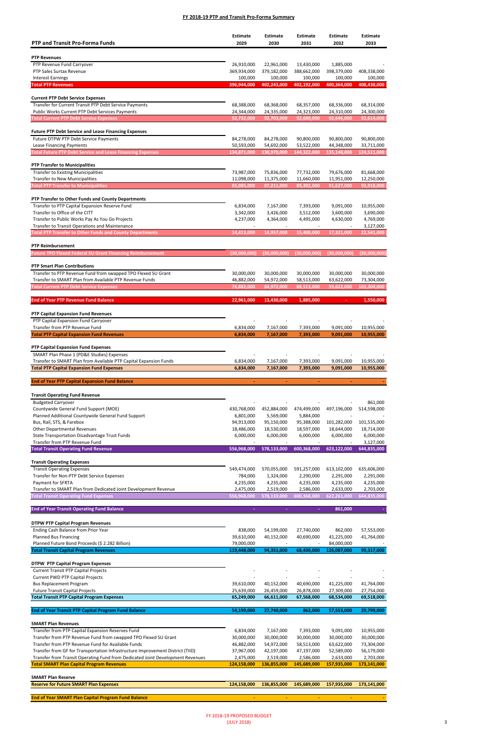## FY 2018-19 PTP and Transit Pro-Forma Summary

| PTP and Transit Pro-Forma Funds | Estimate 2029 | Estimate 2030 | Estimate 2031 | Estimate 2032 | Estimate 2033 |
|---|---|---|---|---|---|
| **PTP Revenues** | | | | | |
| PTP Revenue Fund Carryover | 26,910,000 | 22,961,000 | 13,430,000 | 1,885,000 | - |
| PTP Sales Surtax Revenue | 369,934,000 | 379,182,000 | 388,662,000 | 398,379,000 | 408,338,000 |
| Interest Earnings | 100,000 | 100,000 | 100,000 | 100,000 | 100,000 |
| **Total PTP Revenues** | **396,944,000** | **402,243,000** | **402,192,000** | **400,364,000** | **408,438,000** |
| **Current PTP Debt Service Expenses** | | | | | |
| Transfer for Current Transit PTP Debt Service Payments | 68,388,000 | 68,368,000 | 68,357,000 | 68,336,000 | 68,314,000 |
| Public Works Current PTP Debt Services Payments | 24,344,000 | 24,335,000 | 24,323,000 | 24,310,000 | 24,300,000 |
| **Total Current PTP Debt Service Expenses** | **92,732,000** | **92,703,000** | **92,680,000** | **92,646,000** | **92,614,000** |
| **Future PTP Debt Service and Lease Financing Expenses** | | | | | |
| Future DTPW PTP Debt Service Payments | 84,278,000 | 84,278,000 | 90,800,000 | 90,800,000 | 90,800,000 |
| Lease Financing Payments | 50,593,000 | 54,692,000 | 53,522,000 | 44,348,000 | 33,711,000 |
| **Total Future PTP Debt Service and Lease Financing Expenses** | **134,871,000** | **138,970,000** | **144,322,000** | **135,148,000** | **124,511,000** |
| **PTP Transfer to Municipalities** | | | | | |
| Transfer to Existing Municipalities | 73,987,000 | 75,836,000 | 77,732,000 | 79,676,000 | 81,668,000 |
| Transfer to New Municipalities | 11,098,000 | 11,375,000 | 11,660,000 | 11,951,000 | 12,250,000 |
| **Total PTP Transfer to Municipalities** | **85,085,000** | **87,211,000** | **89,392,000** | **91,627,000** | **93,918,000** |
| **PTP Transfer to Other Funds and County Departments** | | | | | |
| Transfer to PTP Capital Expansion Reserve Fund | 6,834,000 | 7,167,000 | 7,393,000 | 9,091,000 | 10,955,000 |
| Transfer to Office of the CITT | 3,342,000 | 3,426,000 | 3,512,000 | 3,600,000 | 3,690,000 |
| Transfer to Public Works Pay As You Go Projects | 4,237,000 | 4,364,000 | 4,495,000 | 4,630,000 | 4,769,000 |
| Transfer to Transit Operations and Maintenance | - | - | - | - | 3,127,000 |
| **Total PTP Transfer to Other Funds and County Departments** | **14,413,000** | **14,957,000** | **15,400,000** | **17,321,000** | **22,541,000** |
| **PTP Reimbursement** | | | | | |
| **Future TPO Flexed Federal SU Grant Financing Reimbursement** | **(30,000,000)** | **(30,000,000)** | **(30,000,000)** | **(30,000,000)** | **(30,000,000)** |
| **PTP Smart Plan Contributions** | | | | | |
| Transfer to PTP Revenue Fund from swapped TPO Flexed SU Grant | 30,000,000 | 30,000,000 | 30,000,000 | 30,000,000 | 30,000,000 |
| Transfer to SMART Plan from Available PTP Revenue Funds | 46,882,000 | 54,972,000 | 58,513,000 | 63,622,000 | 73,304,000 |
| **Total Current PTP Debt Service Expenses** | **76,882,000** | **84,972,000** | **88,513,000** | **93,622,000** | **103,304,000** |
| **End of Year PTP Revenue Fund Balance** | **22,961,000** | **13,430,000** | **1,885,000** | **-** | **1,550,000** |
| **PTP Capital Expansion Fund Revenues** | | | | | |
| PTP Capital Expansion Fund Carryover | - | - | - | - | - |
| Transfer from PTP Revenue Fund | 6,834,000 | 7,167,000 | 7,393,000 | 9,091,000 | 10,955,000 |
| **Total PTP Capital Expansion Fund Revenues** | **6,834,000** | **7,167,000** | **7,393,000** | **9,091,000** | **10,955,000** |
| **PTP Capital Expansion Fund Expenses** | | | | | |
| SMART Plan Phase 1 (PD&E Studies) Expenses | - | - | - | - | - |
| Transfer to SMART Plan from Available PTP Capital Expansion Funds | 6,834,000 | 7,167,000 | 7,393,000 | 9,091,000 | 10,955,000 |
| **Total PTP Capital Expansion Fund Expenses** | **6,834,000** | **7,167,000** | **7,393,000** | **9,091,000** | **10,955,000** |
| **End of Year PTP Capital Expansion Fund Balance** | **-** | **-** | **-** | **-** | **-** |
| **Transit Operating Fund Revenue** | | | | | |
| Budgeted Carryover | - | - | - | - | 861,000 |
| Countywide General Fund Support (MOE) | 430,768,000 | 452,884,000 | 474,499,000 | 497,196,000 | 514,598,000 |
| Planned Additional Countywide General Fund Support | 6,801,000 | 5,569,000 | 5,884,000 | - | - |
| Bus, Rail, STS, & Farebox | 94,913,000 | 95,150,000 | 95,388,000 | 101,282,000 | 101,535,000 |
| Other Departmental Revenues | 18,486,000 | 18,530,000 | 18,597,000 | 18,644,000 | 18,714,000 |
| State Transportation Disadvantage Trust Funds | 6,000,000 | 6,000,000 | 6,000,000 | 6,000,000 | 6,000,000 |
| Transfer from PTP Revenue Fund | - | - | - | - | 3,127,000 |
| **Total Transit Operating Fund Revenue** | **556,968,000** | **578,133,000** | **600,368,000** | **623,122,000** | **644,835,000** |
| **Transit Operating Expenses** | | | | | |
| Transit Operating Expenses | 549,474,000 | 570,055,000 | 591,257,000 | 613,102,000 | 635,606,000 |
| Transfer for Non-PTP Debt Service Expenses | 784,000 | 1,324,000 | 2,290,000 | 2,291,000 | 2,291,000 |
| Payment for SFRTA | 4,235,000 | 4,235,000 | 4,235,000 | 4,235,000 | 4,235,000 |
| Transfer to SMART Plan from Dedicated Joint Development Revenue | 2,475,000 | 2,519,000 | 2,586,000 | 2,633,000 | 2,703,000 |
| **Total Transit Operating Fund Expenses** | **556,968,000** | **578,133,000** | **600,368,000** | **622,261,000** | **644,835,000** |
| **End of Year Transit Operating Fund Balance** | **-** | **-** | **-** | **861,000** | **-** |
| **DTPW PTP Capital Program Revenues** | | | | | |
| Ending Cash Balance from Prior Year | 838,000 | 54,199,000 | 27,740,000 | 862,000 | 57,553,000 |
| Planned Bus Financing | 39,610,000 | 40,152,000 | 40,690,000 | 41,225,000 | 41,764,000 |
| Planned Future Bond Proceeds ($ 2.282 Billion) | 79,000,000 | - | - | 84,000,000 | - |
| **Total Transit Capital Program Revenues** | **119,448,000** | **94,351,000** | **68,430,000** | **126,087,000** | **99,317,000** |
| **DTPW PTP Capital Program Expenses** | | | | | |
| Current Transit PTP Capital Projects | - | - | - | - | - |
| Current PWD PTP Capital Projects | - | - | - | - | - |
| Bus Replacement Program | 39,610,000 | 40,152,000 | 40,690,000 | 41,225,000 | 41,764,000 |
| Future Transit Capital Projects | 25,639,000 | 26,459,000 | 26,878,000 | 27,309,000 | 27,754,000 |
| **Total Transit PTP Capital Program Expenses** | **65,249,000** | **66,611,000** | **67,568,000** | **68,534,000** | **69,518,000** |
| **End of Year Transit PTP Capital Program Fund Balance** | **54,199,000** | **27,740,000** | **862,000** | **57,553,000** | **29,799,000** |
| **SMART Plan Revenues** | | | | | |
| Transfer from PTP Capital Expansion Reserves Fund | 6,834,000 | 7,167,000 | 7,393,000 | 9,091,000 | 10,955,000 |
| Transfer from PTP Revenue Fund from swapped TPO Flexed SU Grant | 30,000,000 | 30,000,000 | 30,000,000 | 30,000,000 | 30,000,000 |
| Transfer from PTP Revenue Fund for Available Funds | 46,882,000 | 54,972,000 | 58,513,000 | 63,622,000 | 73,304,000 |
| Transfer from GF for Transportation Infrastructure Improvement District (TIID) | 37,967,000 | 42,197,000 | 47,197,000 | 52,589,000 | 56,179,000 |
| Transfer from Transit Operating Fund from Dedicated Joint Development Revenues | 2,475,000 | 2,519,000 | 2,586,000 | 2,633,000 | 2,703,000 |
| **Total SMART Plan Capital Program Revenues** | **124,158,000** | **136,855,000** | **145,689,000** | **157,935,000** | **173,141,000** |
| **SMART Plan Reserve** | | | | | |
| **Reserve for Future SMART Plan Expenses** | **124,158,000** | **136,855,000** | **145,689,000** | **157,935,000** | **173,141,000** |
| **End of Year SMART Plan Capital Program Fund Balance** | **-** | **-** | **-** | **-** | **-** |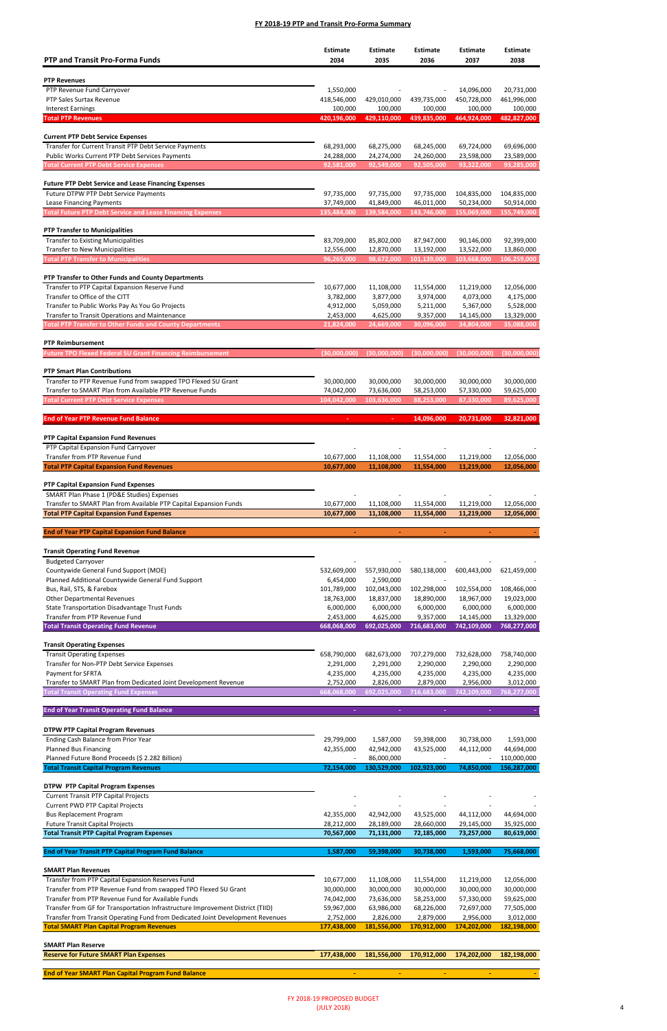## FY 2018-19 PTP and Transit Pro-Forma Summary

| PTP and Transit Pro-Forma Funds | Estimate 2034 | Estimate 2035 | Estimate 2036 | Estimate 2037 | Estimate 2038 |
|---|---|---|---|---|---|
| **PTP Revenues** | | | | | |
| PTP Revenue Fund Carryover | 1,550,000 | - | - | 14,096,000 | 20,731,000 |
| PTP Sales Surtax Revenue | 418,546,000 | 429,010,000 | 439,735,000 | 450,728,000 | 461,996,000 |
| Interest Earnings | 100,000 | 100,000 | 100,000 | 100,000 | 100,000 |
| **Total PTP Revenues** | 420,196,000 | 429,110,000 | 439,835,000 | 464,924,000 | 482,827,000 |
| **Current PTP Debt Service Expenses** | | | | | |
| Transfer for Current Transit PTP Debt Service Payments | 68,293,000 | 68,275,000 | 68,245,000 | 69,724,000 | 69,696,000 |
| Public Works Current PTP Debt Services Payments | 24,288,000 | 24,274,000 | 24,260,000 | 23,598,000 | 23,589,000 |
| **Total Current PTP Debt Service Expenses** | 92,581,000 | 92,549,000 | 92,505,000 | 93,322,000 | 93,285,000 |
| **Future PTP Debt Service and Lease Financing Expenses** | | | | | |
| Future DTPW PTP Debt Service Payments | 97,735,000 | 97,735,000 | 97,735,000 | 104,835,000 | 104,835,000 |
| Lease Financing Payments | 37,749,000 | 41,849,000 | 46,011,000 | 50,234,000 | 50,914,000 |
| **Total Future PTP Debt Service and Lease Financing Expenses** | 135,484,000 | 139,584,000 | 143,746,000 | 155,069,000 | 155,749,000 |
| **PTP Transfer to Municipalities** | | | | | |
| Transfer to Existing Municipalities | 83,709,000 | 85,802,000 | 87,947,000 | 90,146,000 | 92,399,000 |
| Transfer to New Municipalities | 12,556,000 | 12,870,000 | 13,192,000 | 13,522,000 | 13,860,000 |
| **Total PTP Transfer to Municipalities** | 96,265,000 | 98,672,000 | 101,139,000 | 103,668,000 | 106,259,000 |
| **PTP Transfer to Other Funds and County Departments** | | | | | |
| Transfer to PTP Capital Expansion Reserve Fund | 10,677,000 | 11,108,000 | 11,554,000 | 11,219,000 | 12,056,000 |
| Transfer to Office of the CITT | 3,782,000 | 3,877,000 | 3,974,000 | 4,073,000 | 4,175,000 |
| Transfer to Public Works Pay As You Go Projects | 4,912,000 | 5,059,000 | 5,211,000 | 5,367,000 | 5,528,000 |
| Transfer to Transit Operations and Maintenance | 2,453,000 | 4,625,000 | 9,357,000 | 14,145,000 | 13,329,000 |
| **Total PTP Transfer to Other Funds and County Departments** | 21,824,000 | 24,669,000 | 30,096,000 | 34,804,000 | 35,088,000 |
| **PTP Reimbursement** | | | | | |
| Future TPO Flexed Federal SU Grant Financing Reimbursement | (30,000,000) | (30,000,000) | (30,000,000) | (30,000,000) | (30,000,000) |
| **PTP Smart Plan Contributions** | | | | | |
| Transfer to PTP Revenue Fund from swapped TPO Flexed SU Grant | 30,000,000 | 30,000,000 | 30,000,000 | 30,000,000 | 30,000,000 |
| Transfer to SMART Plan from Available PTP Revenue Funds | 74,042,000 | 73,636,000 | 58,253,000 | 57,330,000 | 59,625,000 |
| **Total Current PTP Debt Service Expenses** | 104,042,000 | 103,636,000 | 88,253,000 | 87,330,000 | 89,625,000 |
| **End of Year PTP Revenue Fund Balance** | - | - | 14,096,000 | 20,731,000 | 32,821,000 |
| **PTP Capital Expansion Fund Revenues** | | | | | |
| PTP Capital Expansion Fund Carryover | - | - | - | - | - |
| Transfer from PTP Revenue Fund | 10,677,000 | 11,108,000 | 11,554,000 | 11,219,000 | 12,056,000 |
| **Total PTP Capital Expansion Fund Revenues** | 10,677,000 | 11,108,000 | 11,554,000 | 11,219,000 | 12,056,000 |
| **PTP Capital Expansion Fund Expenses** | | | | | |
| SMART Plan Phase 1 (PD&E Studies) Expenses | - | - | - | - | - |
| Transfer to SMART Plan from Available PTP Capital Expansion Funds | 10,677,000 | 11,108,000 | 11,554,000 | 11,219,000 | 12,056,000 |
| **Total PTP Capital Expansion Fund Expenses** | 10,677,000 | 11,108,000 | 11,554,000 | 11,219,000 | 12,056,000 |
| **End of Year PTP Capital Expansion Fund Balance** | - | - | - | - | - |
| **Transit Operating Fund Revenue** | | | | | |
| Budgeted Carryover | - | - | - | - | - |
| Countywide General Fund Support (MOE) | 532,609,000 | 557,930,000 | 580,138,000 | 600,443,000 | 621,459,000 |
| Planned Additional Countywide General Fund Support | 6,454,000 | 2,590,000 | - | - | - |
| Bus, Rail, STS, & Farebox | 101,789,000 | 102,043,000 | 102,298,000 | 102,554,000 | 108,466,000 |
| Other Departmental Revenues | 18,763,000 | 18,837,000 | 18,890,000 | 18,967,000 | 19,023,000 |
| State Transportation Disadvantage Trust Funds | 6,000,000 | 6,000,000 | 6,000,000 | 6,000,000 | 6,000,000 |
| Transfer from PTP Revenue Fund | 2,453,000 | 4,625,000 | 9,357,000 | 14,145,000 | 13,329,000 |
| **Total Transit Operating Fund Revenue** | 668,068,000 | 692,025,000 | 716,683,000 | 742,109,000 | 768,277,000 |
| **Transit Operating Expenses** | | | | | |
| Transit Operating Expenses | 658,790,000 | 682,673,000 | 707,279,000 | 732,628,000 | 758,740,000 |
| Transfer for Non-PTP Debt Service Expenses | 2,291,000 | 2,291,000 | 2,290,000 | 2,290,000 | 2,290,000 |
| Payment for SFRTA | 4,235,000 | 4,235,000 | 4,235,000 | 4,235,000 | 4,235,000 |
| Transfer to SMART Plan from Dedicated Joint Development Revenue | 2,752,000 | 2,826,000 | 2,879,000 | 2,956,000 | 3,012,000 |
| **Total Transit Operating Fund Expenses** | 668,068,000 | 692,025,000 | 716,683,000 | 742,109,000 | 768,277,000 |
| **End of Year Transit Operating Fund Balance** | - | - | - | - | - |
| **DTPW PTP Capital Program Revenues** | | | | | |
| Ending Cash Balance from Prior Year | 29,799,000 | 1,587,000 | 59,398,000 | 30,738,000 | 1,593,000 |
| Planned Bus Financing | 42,355,000 | 42,942,000 | 43,525,000 | 44,112,000 | 44,694,000 |
| Planned Future Bond Proceeds ($ 2.282 Billion) | - | 86,000,000 | - | - | 110,000,000 |
| **Total Transit Capital Program Revenues** | 72,154,000 | 130,529,000 | 102,923,000 | 74,850,000 | 156,287,000 |
| **DTPW PTP Capital Program Expenses** | | | | | |
| Current Transit PTP Capital Projects | - | - | - | - | - |
| Current PWD PTP Capital Projects | - | - | - | - | - |
| Bus Replacement Program | 42,355,000 | 42,942,000 | 43,525,000 | 44,112,000 | 44,694,000 |
| Future Transit Capital Projects | 28,212,000 | 28,189,000 | 28,660,000 | 29,145,000 | 35,925,000 |
| **Total Transit PTP Capital Program Expenses** | 70,567,000 | 71,131,000 | 72,185,000 | 73,257,000 | 80,619,000 |
| **End of Year Transit PTP Capital Program Fund Balance** | 1,587,000 | 59,398,000 | 30,738,000 | 1,593,000 | 75,668,000 |
| **SMART Plan Revenues** | | | | | |
| Transfer from PTP Capital Expansion Reserves Fund | 10,677,000 | 11,108,000 | 11,554,000 | 11,219,000 | 12,056,000 |
| Transfer from PTP Revenue Fund from swapped TPO Flexed SU Grant | 30,000,000 | 30,000,000 | 30,000,000 | 30,000,000 | 30,000,000 |
| Transfer from PTP Revenue Fund for Available Funds | 74,042,000 | 73,636,000 | 58,253,000 | 57,330,000 | 59,625,000 |
| Transfer from GF for Transportation Infrastructure Improvement District (TIID) | 59,967,000 | 63,986,000 | 68,226,000 | 72,697,000 | 77,505,000 |
| Transfer from Transit Operating Fund from Dedicated Joint Development Revenues | 2,752,000 | 2,826,000 | 2,879,000 | 2,956,000 | 3,012,000 |
| **Total SMART Plan Capital Program Revenues** | 177,438,000 | 181,556,000 | 170,912,000 | 174,202,000 | 182,198,000 |
| **SMART Plan Reserve** | | | | | |
| **Reserve for Future SMART Plan Expenses** | 177,438,000 | 181,556,000 | 170,912,000 | 174,202,000 | 182,198,000 |
| **End of Year SMART Plan Capital Program Fund Balance** | - | - | - | - | - |

FY 2018-19 PROPOSED BUDGET
(JULY 2018)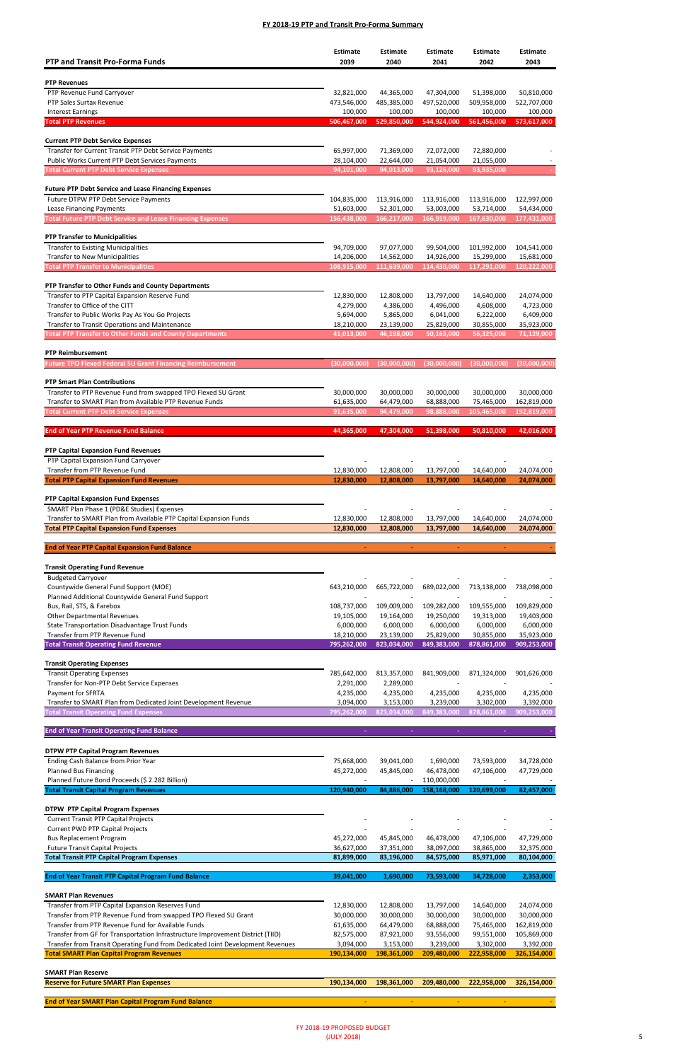## FY 2018-19 PTP and Transit Pro-Forma Summary

| PTP and Transit Pro-Forma Funds | Estimate 2039 | Estimate 2040 | Estimate 2041 | Estimate 2042 | Estimate 2043 |
|---|---|---|---|---|---|
| **PTP Revenues** | | | | | |
| PTP Revenue Fund Carryover | 32,821,000 | 44,365,000 | 47,304,000 | 51,398,000 | 50,810,000 |
| PTP Sales Surtax Revenue | 473,546,000 | 485,385,000 | 497,520,000 | 509,958,000 | 522,707,000 |
| Interest Earnings | 100,000 | 100,000 | 100,000 | 100,000 | 100,000 |
| **Total PTP Revenues** | **506,467,000** | **529,850,000** | **544,924,000** | **561,456,000** | **573,617,000** |
| **Current PTP Debt Service Expenses** | | | | | |
| Transfer for Current Transit PTP Debt Service Payments | 65,997,000 | 71,369,000 | 72,072,000 | 72,880,000 | - |
| Public Works Current PTP Debt Services Payments | 28,104,000 | 22,644,000 | 21,054,000 | 21,055,000 | - |
| **Total Current PTP Debt Service Expenses** | **94,101,000** | **94,013,000** | **93,126,000** | **93,935,000** | **-** |
| **Future PTP Debt Service and Lease Financing Expenses** | | | | | |
| Future DTPW PTP Debt Service Payments | 104,835,000 | 113,916,000 | 113,916,000 | 113,916,000 | 122,997,000 |
| Lease Financing Payments | 51,603,000 | 52,301,000 | 53,003,000 | 53,714,000 | 54,434,000 |
| **Total Future PTP Debt Service and Lease Financing Expenses** | **156,438,000** | **166,217,000** | **166,919,000** | **167,630,000** | **177,431,000** |
| **PTP Transfer to Municipalities** | | | | | |
| Transfer to Existing Municipalities | 94,709,000 | 97,077,000 | 99,504,000 | 101,992,000 | 104,541,000 |
| Transfer to New Municipalities | 14,206,000 | 14,562,000 | 14,926,000 | 15,299,000 | 15,681,000 |
| **Total PTP Transfer to Municipalities** | **108,915,000** | **111,639,000** | **114,430,000** | **117,291,000** | **120,222,000** |
| **PTP Transfer to Other Funds and County Departments** | | | | | |
| Transfer to PTP Capital Expansion Reserve Fund | 12,830,000 | 12,808,000 | 13,797,000 | 14,640,000 | 24,074,000 |
| Transfer to Office of the CITT | 4,279,000 | 4,386,000 | 4,496,000 | 4,608,000 | 4,723,000 |
| Transfer to Public Works Pay As You Go Projects | 5,694,000 | 5,865,000 | 6,041,000 | 6,222,000 | 6,409,000 |
| Transfer to Transit Operations and Maintenance | 18,210,000 | 23,139,000 | 25,829,000 | 30,855,000 | 35,923,000 |
| **Total PTP Transfer to Other Funds and County Departments** | **41,013,000** | **46,198,000** | **50,163,000** | **56,325,000** | **71,129,000** |
| **PTP Reimbursement** | | | | | |
| **Future TPO Flexed Federal SU Grant Financing Reimbursement** | **(30,000,000)** | **(30,000,000)** | **(30,000,000)** | **(30,000,000)** | **(30,000,000)** |
| **PTP Smart Plan Contributions** | | | | | |
| Transfer to PTP Revenue Fund from swapped TPO Flexed SU Grant | 30,000,000 | 30,000,000 | 30,000,000 | 30,000,000 | 30,000,000 |
| Transfer to SMART Plan from Available PTP Revenue Funds | 61,635,000 | 64,479,000 | 68,888,000 | 75,465,000 | 162,819,000 |
| **Total Current PTP Debt Service Expenses** | **91,635,000** | **94,479,000** | **98,888,000** | **105,465,000** | **192,819,000** |
| **End of Year PTP Revenue Fund Balance** | **44,365,000** | **47,304,000** | **51,398,000** | **50,810,000** | **42,016,000** |
| **PTP Capital Expansion Fund Revenues** | | | | | |
| PTP Capital Expansion Fund Carryover | - | - | - | - | - |
| Transfer from PTP Revenue Fund | 12,830,000 | 12,808,000 | 13,797,000 | 14,640,000 | 24,074,000 |
| **Total PTP Capital Expansion Fund Revenues** | **12,830,000** | **12,808,000** | **13,797,000** | **14,640,000** | **24,074,000** |
| **PTP Capital Expansion Fund Expenses** | | | | | |
| SMART Plan Phase 1 (PD&E Studies) Expenses | - | - | - | - | - |
| Transfer to SMART Plan from Available PTP Capital Expansion Funds | 12,830,000 | 12,808,000 | 13,797,000 | 14,640,000 | 24,074,000 |
| **Total PTP Capital Expansion Fund Expenses** | **12,830,000** | **12,808,000** | **13,797,000** | **14,640,000** | **24,074,000** |
| **End of Year PTP Capital Expansion Fund Balance** | **-** | **-** | **-** | **-** | **-** |
| **Transit Operating Fund Revenue** | | | | | |
| Budgeted Carryover | - | - | - | - | - |
| Countywide General Fund Support (MOE) | 643,210,000 | 665,722,000 | 689,022,000 | 713,138,000 | 738,098,000 |
| Planned Additional Countywide General Fund Support | - | - | - | - | - |
| Bus, Rail, STS, & Farebox | 108,737,000 | 109,009,000 | 109,282,000 | 109,555,000 | 109,829,000 |
| Other Departmental Revenues | 19,105,000 | 19,164,000 | 19,250,000 | 19,313,000 | 19,403,000 |
| State Transportation Disadvantage Trust Funds | 6,000,000 | 6,000,000 | 6,000,000 | 6,000,000 | 6,000,000 |
| Transfer from PTP Revenue Fund | 18,210,000 | 23,139,000 | 25,829,000 | 30,855,000 | 35,923,000 |
| **Total Transit Operating Fund Revenue** | **795,262,000** | **823,034,000** | **849,383,000** | **878,861,000** | **909,253,000** |
| **Transit Operating Expenses** | | | | | |
| Transit Operating Expenses | 785,642,000 | 813,357,000 | 841,909,000 | 871,324,000 | 901,626,000 |
| Transfer for Non-PTP Debt Service Expenses | 2,291,000 | 2,289,000 | - | - | - |
| Payment for SFRTA | 4,235,000 | 4,235,000 | 4,235,000 | 4,235,000 | 4,235,000 |
| Transfer to SMART Plan from Dedicated Joint Development Revenue | 3,094,000 | 3,153,000 | 3,239,000 | 3,302,000 | 3,392,000 |
| **Total Transit Operating Fund Expenses** | **795,262,000** | **823,034,000** | **849,383,000** | **878,861,000** | **909,253,000** |
| **End of Year Transit Operating Fund Balance** | **-** | **-** | **-** | **-** | **-** |
| **DTPW PTP Capital Program Revenues** | | | | | |
| Ending Cash Balance from Prior Year | 75,668,000 | 39,041,000 | 1,690,000 | 73,593,000 | 34,728,000 |
| Planned Bus Financing | 45,272,000 | 45,845,000 | 46,478,000 | 47,106,000 | 47,729,000 |
| Planned Future Bond Proceeds ($ 2.282 Billion) | - | - | 110,000,000 | - | - |
| **Total Transit Capital Program Revenues** | **120,940,000** | **84,886,000** | **158,168,000** | **120,699,000** | **82,457,000** |
| **DTPW PTP Capital Program Expenses** | | | | | |
| Current Transit PTP Capital Projects | - | - | - | - | - |
| Current PWD PTP Capital Projects | - | - | - | - | - |
| Bus Replacement Program | 45,272,000 | 45,845,000 | 46,478,000 | 47,106,000 | 47,729,000 |
| Future Transit Capital Projects | 36,627,000 | 37,351,000 | 38,097,000 | 38,865,000 | 32,375,000 |
| **Total Transit PTP Capital Program Expenses** | **81,899,000** | **83,196,000** | **84,575,000** | **85,971,000** | **80,104,000** |
| **End of Year Transit PTP Capital Program Fund Balance** | **39,041,000** | **1,690,000** | **73,593,000** | **34,728,000** | **2,353,000** |
| **SMART Plan Revenues** | | | | | |
| Transfer from PTP Capital Expansion Reserves Fund | 12,830,000 | 12,808,000 | 13,797,000 | 14,640,000 | 24,074,000 |
| Transfer from PTP Revenue Fund from swapped TPO Flexed SU Grant | 30,000,000 | 30,000,000 | 30,000,000 | 30,000,000 | 30,000,000 |
| Transfer from PTP Revenue Fund for Available Funds | 61,635,000 | 64,479,000 | 68,888,000 | 75,465,000 | 162,819,000 |
| Transfer from GF for Transportation Infrastructure Improvement District (TIID) | 82,575,000 | 87,921,000 | 93,556,000 | 99,551,000 | 105,869,000 |
| Transfer from Transit Operating Fund from Dedicated Joint Development Revenues | 3,094,000 | 3,153,000 | 3,239,000 | 3,302,000 | 3,392,000 |
| **Total SMART Plan Capital Program Revenues** | **190,134,000** | **198,361,000** | **209,480,000** | **222,958,000** | **326,154,000** |
| **SMART Plan Reserve** | | | | | |
| **Reserve for Future SMART Plan Expenses** | **190,134,000** | **198,361,000** | **209,480,000** | **222,958,000** | **326,154,000** |
| **End of Year SMART Plan Capital Program Fund Balance** | **-** | **-** | **-** | **-** | **-** |

FY 2018-19 PROPOSED BUDGET
(JULY 2018)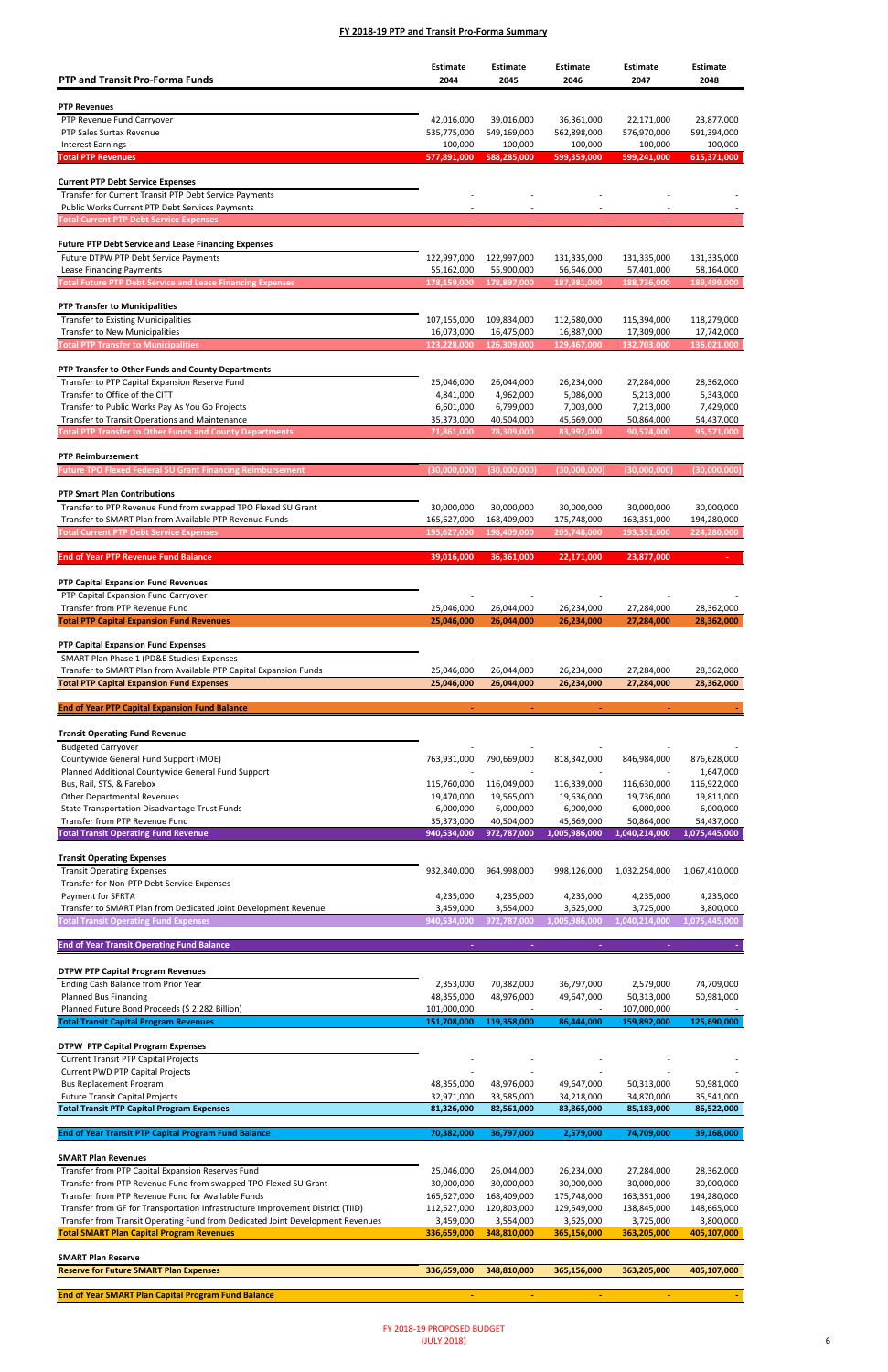## FY 2018-19 PTP and Transit Pro-Forma Summary

| PTP and Transit Pro-Forma Funds | Estimate 2044 | Estimate 2045 | Estimate 2046 | Estimate 2047 | Estimate 2048 |
|---|---|---|---|---|---|
| **PTP Revenues** | | | | | |
| PTP Revenue Fund Carryover | 42,016,000 | 39,016,000 | 36,361,000 | 22,171,000 | 23,877,000 |
| PTP Sales Surtax Revenue | 535,775,000 | 549,169,000 | 562,898,000 | 576,970,000 | 591,394,000 |
| Interest Earnings | 100,000 | 100,000 | 100,000 | 100,000 | 100,000 |
| **Total PTP Revenues** | 577,891,000 | 588,285,000 | 599,359,000 | 599,241,000 | 615,371,000 |
| **Current PTP Debt Service Expenses** | | | | | |
| Transfer for Current Transit PTP Debt Service Payments | - | - | - | - | - |
| Public Works Current PTP Debt Services Payments | - | - | - | - | - |
| **Total Current PTP Debt Service Expenses** | - | - | - | - | - |
| **Future PTP Debt Service and Lease Financing Expenses** | | | | | |
| Future DTPW PTP Debt Service Payments | 122,997,000 | 122,997,000 | 131,335,000 | 131,335,000 | 131,335,000 |
| Lease Financing Payments | 55,162,000 | 55,900,000 | 56,646,000 | 57,401,000 | 58,164,000 |
| **Total Future PTP Debt Service and Lease Financing Expenses** | 178,159,000 | 178,897,000 | 187,981,000 | 188,736,000 | 189,499,000 |
| **PTP Transfer to Municipalities** | | | | | |
| Transfer to Existing Municipalities | 107,155,000 | 109,834,000 | 112,580,000 | 115,394,000 | 118,279,000 |
| Transfer to New Municipalities | 16,073,000 | 16,475,000 | 16,887,000 | 17,309,000 | 17,742,000 |
| **Total PTP Transfer to Municipalities** | 123,228,000 | 126,309,000 | 129,467,000 | 132,703,000 | 136,021,000 |
| **PTP Transfer to Other Funds and County Departments** | | | | | |
| Transfer to PTP Capital Expansion Reserve Fund | 25,046,000 | 26,044,000 | 26,234,000 | 27,284,000 | 28,362,000 |
| Transfer to Office of the CITT | 4,841,000 | 4,962,000 | 5,086,000 | 5,213,000 | 5,343,000 |
| Transfer to Public Works Pay As You Go Projects | 6,601,000 | 6,799,000 | 7,003,000 | 7,213,000 | 7,429,000 |
| Transfer to Transit Operations and Maintenance | 35,373,000 | 40,504,000 | 45,669,000 | 50,864,000 | 54,437,000 |
| **Total PTP Transfer to Other Funds and County Departments** | 71,861,000 | 78,309,000 | 83,992,000 | 90,574,000 | 95,571,000 |
| **PTP Reimbursement** | | | | | |
| **Future TPO Flexed Federal SU Grant Financing Reimbursement** | (30,000,000) | (30,000,000) | (30,000,000) | (30,000,000) | (30,000,000) |
| **PTP Smart Plan Contributions** | | | | | |
| Transfer to PTP Revenue Fund from swapped TPO Flexed SU Grant | 30,000,000 | 30,000,000 | 30,000,000 | 30,000,000 | 30,000,000 |
| Transfer to SMART Plan from Available PTP Revenue Funds | 165,627,000 | 168,409,000 | 175,748,000 | 163,351,000 | 194,280,000 |
| **Total Current PTP Debt Service Expenses** | 195,627,000 | 198,409,000 | 205,748,000 | 193,351,000 | 224,280,000 |
| **End of Year PTP Revenue Fund Balance** | 39,016,000 | 36,361,000 | 22,171,000 | 23,877,000 | - |
| **PTP Capital Expansion Fund Revenues** | | | | | |
| PTP Capital Expansion Fund Carryover | - | - | - | - | - |
| Transfer from PTP Revenue Fund | 25,046,000 | 26,044,000 | 26,234,000 | 27,284,000 | 28,362,000 |
| **Total PTP Capital Expansion Fund Revenues** | 25,046,000 | 26,044,000 | 26,234,000 | 27,284,000 | 28,362,000 |
| **PTP Capital Expansion Fund Expenses** | | | | | |
| SMART Plan Phase 1 (PD&E Studies) Expenses | - | - | - | - | - |
| Transfer to SMART Plan from Available PTP Capital Expansion Funds | 25,046,000 | 26,044,000 | 26,234,000 | 27,284,000 | 28,362,000 |
| **Total PTP Capital Expansion Fund Expenses** | 25,046,000 | 26,044,000 | 26,234,000 | 27,284,000 | 28,362,000 |
| **End of Year PTP Capital Expansion Fund Balance** | - | - | - | - | - |
| **Transit Operating Fund Revenue** | | | | | |
| Budgeted Carryover | - | - | - | - | - |
| Countywide General Fund Support (MOE) | 763,931,000 | 790,669,000 | 818,342,000 | 846,984,000 | 876,628,000 |
| Planned Additional Countywide General Fund Support | - | - | - | - | 1,647,000 |
| Bus, Rail, STS, & Farebox | 115,760,000 | 116,049,000 | 116,339,000 | 116,630,000 | 116,922,000 |
| Other Departmental Revenues | 19,470,000 | 19,565,000 | 19,636,000 | 19,736,000 | 19,811,000 |
| State Transportation Disadvantage Trust Funds | 6,000,000 | 6,000,000 | 6,000,000 | 6,000,000 | 6,000,000 |
| Transfer from PTP Revenue Fund | 35,373,000 | 40,504,000 | 45,669,000 | 50,864,000 | 54,437,000 |
| **Total Transit Operating Fund Revenue** | 940,534,000 | 972,787,000 | 1,005,986,000 | 1,040,214,000 | 1,075,445,000 |
| **Transit Operating Expenses** | | | | | |
| Transit Operating Expenses | 932,840,000 | 964,998,000 | 998,126,000 | 1,032,254,000 | 1,067,410,000 |
| Transfer for Non-PTP Debt Service Expenses | - | - | - | - | - |
| Payment for SFRTA | 4,235,000 | 4,235,000 | 4,235,000 | 4,235,000 | 4,235,000 |
| Transfer to SMART Plan from Dedicated Joint Development Revenue | 3,459,000 | 3,554,000 | 3,625,000 | 3,725,000 | 3,800,000 |
| **Total Transit Operating Fund Expenses** | 940,534,000 | 972,787,000 | 1,005,986,000 | 1,040,214,000 | 1,075,445,000 |
| **End of Year Transit Operating Fund Balance** | - | - | - | - | - |
| **DTPW PTP Capital Program Revenues** | | | | | |
| Ending Cash Balance from Prior Year | 2,353,000 | 70,382,000 | 36,797,000 | 2,579,000 | 74,709,000 |
| Planned Bus Financing | 48,355,000 | 48,976,000 | 49,647,000 | 50,313,000 | 50,981,000 |
| Planned Future Bond Proceeds ($ 2.282 Billion) | 101,000,000 | - | - | 107,000,000 | - |
| **Total Transit Capital Program Revenues** | 151,708,000 | 119,358,000 | 86,444,000 | 159,892,000 | 125,690,000 |
| **DTPW PTP Capital Program Expenses** | | | | | |
| Current Transit PTP Capital Projects | - | - | - | - | - |
| Current PWD PTP Capital Projects | - | - | - | - | - |
| Bus Replacement Program | 48,355,000 | 48,976,000 | 49,647,000 | 50,313,000 | 50,981,000 |
| Future Transit Capital Projects | 32,971,000 | 33,585,000 | 34,218,000 | 34,870,000 | 35,541,000 |
| **Total Transit PTP Capital Program Expenses** | 81,326,000 | 82,561,000 | 83,865,000 | 85,183,000 | 86,522,000 |
| **End of Year Transit PTP Capital Program Fund Balance** | 70,382,000 | 36,797,000 | 2,579,000 | 74,709,000 | 39,168,000 |
| **SMART Plan Revenues** | | | | | |
| Transfer from PTP Capital Expansion Reserves Fund | 25,046,000 | 26,044,000 | 26,234,000 | 27,284,000 | 28,362,000 |
| Transfer from PTP Revenue Fund from swapped TPO Flexed SU Grant | 30,000,000 | 30,000,000 | 30,000,000 | 30,000,000 | 30,000,000 |
| Transfer from PTP Revenue Fund for Available Funds | 165,627,000 | 168,409,000 | 175,748,000 | 163,351,000 | 194,280,000 |
| Transfer from GF for Transportation Infrastructure Improvement District (TIID) | 112,527,000 | 120,803,000 | 129,549,000 | 138,845,000 | 148,665,000 |
| Transfer from Transit Operating Fund from Dedicated Joint Development Revenues | 3,459,000 | 3,554,000 | 3,625,000 | 3,725,000 | 3,800,000 |
| **Total SMART Plan Capital Program Revenues** | 336,659,000 | 348,810,000 | 365,156,000 | 363,205,000 | 405,107,000 |
| **SMART Plan Reserve** | | | | | |
| **Reserve for Future SMART Plan Expenses** | 336,659,000 | 348,810,000 | 365,156,000 | 363,205,000 | 405,107,000 |
| **End of Year SMART Plan Capital Program Fund Balance** | - | - | - | - | - |

FY 2018-19 PROPOSED BUDGET
(JULY 2018)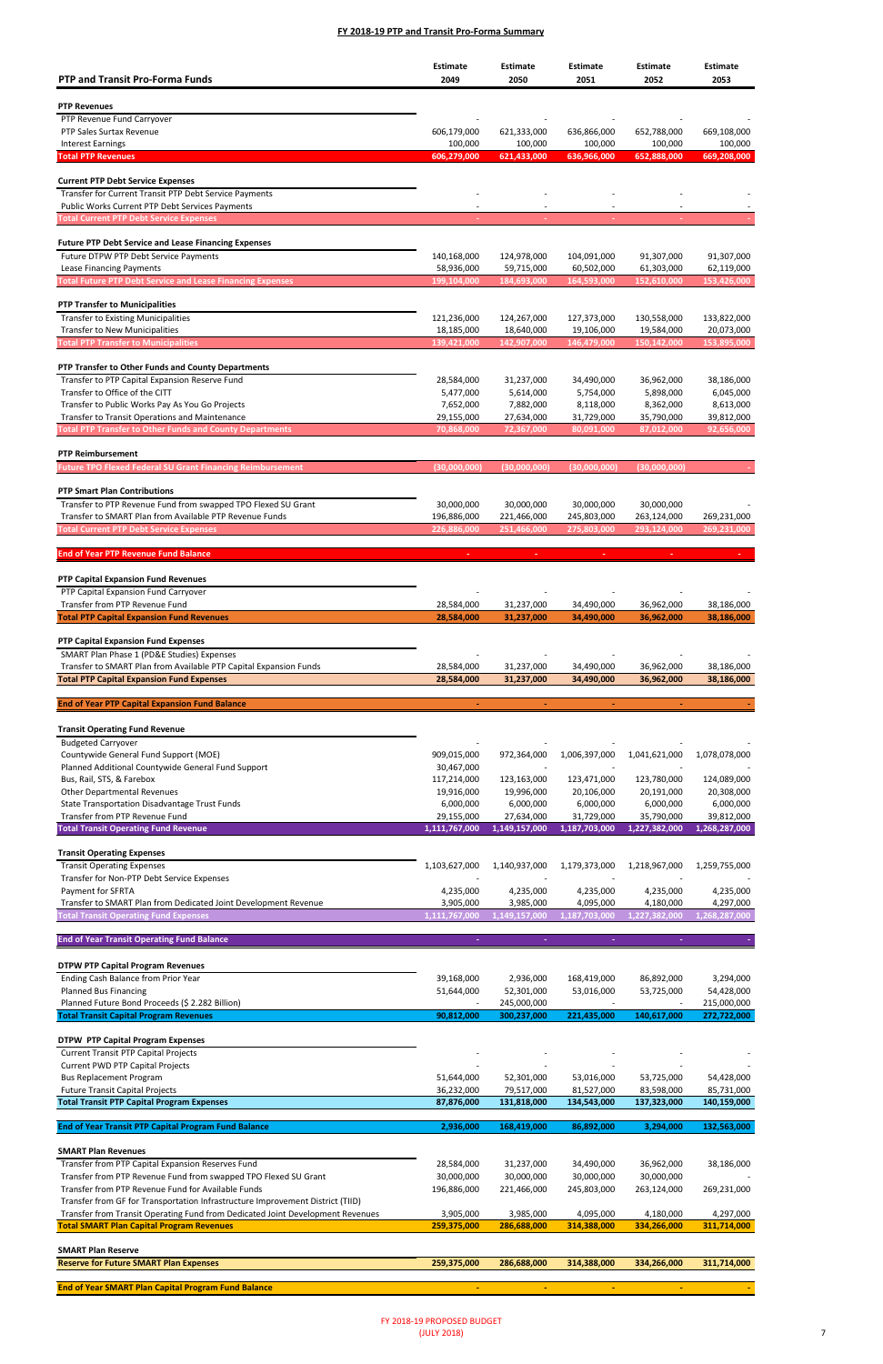# FY 2018-19 PTP and Transit Pro-Forma Summary

| PTP and Transit Pro-Forma Funds | Estimate 2049 | Estimate 2050 | Estimate 2051 | Estimate 2052 | Estimate 2053 |
|---|---|---|---|---|---|
| **PTP Revenues** | | | | | |
| PTP Revenue Fund Carryover | - | - | - | - | - |
| PTP Sales Surtax Revenue | 606,179,000 | 621,333,000 | 636,866,000 | 652,788,000 | 669,108,000 |
| Interest Earnings | 100,000 | 100,000 | 100,000 | 100,000 | 100,000 |
| **Total PTP Revenues** | **606,279,000** | **621,433,000** | **636,966,000** | **652,888,000** | **669,208,000** |
| **Current PTP Debt Service Expenses** | | | | | |
| Transfer for Current Transit PTP Debt Service Payments | - | - | - | - | - |
| Public Works Current PTP Debt Services Payments | - | - | - | - | - |
| **Total Current PTP Debt Service Expenses** | - | - | - | - | - |
| **Future PTP Debt Service and Lease Financing Expenses** | | | | | |
| Future DTPW PTP Debt Service Payments | 140,168,000 | 124,978,000 | 104,091,000 | 91,307,000 | 91,307,000 |
| Lease Financing Payments | 58,936,000 | 59,715,000 | 60,502,000 | 61,303,000 | 62,119,000 |
| **Total Future PTP Debt Service and Lease Financing Expenses** | **199,104,000** | **184,693,000** | **164,593,000** | **152,610,000** | **153,426,000** |
| **PTP Transfer to Municipalities** | | | | | |
| Transfer to Existing Municipalities | 121,236,000 | 124,267,000 | 127,373,000 | 130,558,000 | 133,822,000 |
| Transfer to New Municipalities | 18,185,000 | 18,640,000 | 19,106,000 | 19,584,000 | 20,073,000 |
| **Total PTP Transfer to Municipalities** | **139,421,000** | **142,907,000** | **146,479,000** | **150,142,000** | **153,895,000** |
| **PTP Transfer to Other Funds and County Departments** | | | | | |
| Transfer to PTP Capital Expansion Reserve Fund | 28,584,000 | 31,237,000 | 34,490,000 | 36,962,000 | 38,186,000 |
| Transfer to Office of the CITT | 5,477,000 | 5,614,000 | 5,754,000 | 5,898,000 | 6,045,000 |
| Transfer to Public Works Pay As You Go Projects | 7,652,000 | 7,882,000 | 8,118,000 | 8,362,000 | 8,613,000 |
| Transfer to Transit Operations and Maintenance | 29,155,000 | 27,634,000 | 31,729,000 | 35,790,000 | 39,812,000 |
| **Total PTP Transfer to Other Funds and County Departments** | **70,868,000** | **72,367,000** | **80,091,000** | **87,012,000** | **92,656,000** |
| **PTP Reimbursement** | | | | | |
| **Future TPO Flexed Federal SU Grant Financing Reimbursement** | **(30,000,000)** | **(30,000,000)** | **(30,000,000)** | **(30,000,000)** | - |
| **PTP Smart Plan Contributions** | | | | | |
| Transfer to PTP Revenue Fund from swapped TPO Flexed SU Grant | 30,000,000 | 30,000,000 | 30,000,000 | 30,000,000 | - |
| Transfer to SMART Plan from Available PTP Revenue Funds | 196,886,000 | 221,466,000 | 245,803,000 | 263,124,000 | 269,231,000 |
| **Total Current PTP Debt Service Expenses** | **226,886,000** | **251,466,000** | **275,803,000** | **293,124,000** | **269,231,000** |
| **End of Year PTP Revenue Fund Balance** | - | - | - | - | - |
| **PTP Capital Expansion Fund Revenues** | | | | | |
| PTP Capital Expansion Fund Carryover | - | - | - | - | - |
| Transfer from PTP Revenue Fund | 28,584,000 | 31,237,000 | 34,490,000 | 36,962,000 | 38,186,000 |
| **Total PTP Capital Expansion Fund Revenues** | **28,584,000** | **31,237,000** | **34,490,000** | **36,962,000** | **38,186,000** |
| **PTP Capital Expansion Fund Expenses** | | | | | |
| SMART Plan Phase 1 (PD&E Studies) Expenses | - | - | - | - | - |
| Transfer to SMART Plan from Available PTP Capital Expansion Funds | 28,584,000 | 31,237,000 | 34,490,000 | 36,962,000 | 38,186,000 |
| **Total PTP Capital Expansion Fund Expenses** | **28,584,000** | **31,237,000** | **34,490,000** | **36,962,000** | **38,186,000** |
| **End of Year PTP Capital Expansion Fund Balance** | - | - | - | - | - |
| **Transit Operating Fund Revenue** | | | | | |
| Budgeted Carryover | - | - | - | - | - |
| Countywide General Fund Support (MOE) | 909,015,000 | 972,364,000 | 1,006,397,000 | 1,041,621,000 | 1,078,078,000 |
| Planned Additional Countywide General Fund Support | 30,467,000 | - | - | - | - |
| Bus, Rail, STS, & Farebox | 117,214,000 | 123,163,000 | 123,471,000 | 123,780,000 | 124,089,000 |
| Other Departmental Revenues | 19,916,000 | 19,996,000 | 20,106,000 | 20,191,000 | 20,308,000 |
| State Transportation Disadvantage Trust Funds | 6,000,000 | 6,000,000 | 6,000,000 | 6,000,000 | 6,000,000 |
| Transfer from PTP Revenue Fund | 29,155,000 | 27,634,000 | 31,729,000 | 35,790,000 | 39,812,000 |
| **Total Transit Operating Fund Revenue** | **1,111,767,000** | **1,149,157,000** | **1,187,703,000** | **1,227,382,000** | **1,268,287,000** |
| **Transit Operating Expenses** | | | | | |
| Transit Operating Expenses | 1,103,627,000 | 1,140,937,000 | 1,179,373,000 | 1,218,967,000 | 1,259,755,000 |
| Transfer for Non-PTP Debt Service Expenses | - | - | - | - | - |
| Payment for SFRTA | 4,235,000 | 4,235,000 | 4,235,000 | 4,235,000 | 4,235,000 |
| Transfer to SMART Plan from Dedicated Joint Development Revenue | 3,905,000 | 3,985,000 | 4,095,000 | 4,180,000 | 4,297,000 |
| **Total Transit Operating Expenses** | **1,111,767,000** | **1,149,157,000** | **1,187,703,000** | **1,227,382,000** | **1,268,287,000** |
| **End of Year Transit Operating Fund Balance** | - | - | - | - | - |
| **DTPW PTP Capital Program Revenues** | | | | | |
| Ending Cash Balance from Prior Year | 39,168,000 | 2,936,000 | 168,419,000 | 86,892,000 | 3,294,000 |
| Planned Bus Financing | 51,644,000 | 52,301,000 | 53,016,000 | 53,725,000 | 54,428,000 |
| Planned Future Bond Proceeds ($ 2.282 Billion) | - | 245,000,000 | - | - | 215,000,000 |
| **Total Transit Capital Program Revenues** | **90,812,000** | **300,237,000** | **221,435,000** | **140,617,000** | **272,722,000** |
| **DTPW PTP Capital Program Expenses** | | | | | |
| Current Transit PTP Capital Projects | - | - | - | - | - |
| Current PWD PTP Capital Projects | - | - | - | - | - |
| Bus Replacement Program | 51,644,000 | 52,301,000 | 53,016,000 | 53,725,000 | 54,428,000 |
| Future Transit Capital Projects | 36,232,000 | 79,517,000 | 81,527,000 | 83,598,000 | 85,731,000 |
| **Total Transit PTP Capital Program Expenses** | **87,876,000** | **131,818,000** | **134,543,000** | **137,323,000** | **140,159,000** |
| **End of Year Transit PTP Capital Program Fund Balance** | **2,936,000** | **168,419,000** | **86,892,000** | **3,294,000** | **132,563,000** |
| **SMART Plan Revenues** | | | | | |
| Transfer from PTP Capital Expansion Reserves Fund | 28,584,000 | 31,237,000 | 34,490,000 | 36,962,000 | 38,186,000 |
| Transfer from PTP Revenue Fund from swapped TPO Flexed SU Grant | 30,000,000 | 30,000,000 | 30,000,000 | 30,000,000 | - |
| Transfer from PTP Revenue Fund for Available Funds | 196,886,000 | 221,466,000 | 245,803,000 | 263,124,000 | 269,231,000 |
| Transfer from GF for Transportation Infrastructure Improvement District (TIID) | | | | | |
| Transfer from Transit Operating Fund from Dedicated Joint Development Revenues | 3,905,000 | 3,985,000 | 4,095,000 | 4,180,000 | 4,297,000 |
| **Total SMART Plan Capital Program Revenues** | **259,375,000** | **286,688,000** | **314,388,000** | **334,266,000** | **311,714,000** |
| **SMART Plan Reserve** | | | | | |
| **Reserve for Future SMART Plan Expenses** | **259,375,000** | **286,688,000** | **314,388,000** | **334,266,000** | **311,714,000** |
| **End of Year SMART Plan Capital Program Fund Balance** | - | - | - | - | - |

FY 2018-19 PROPOSED BUDGET
(JULY 2018)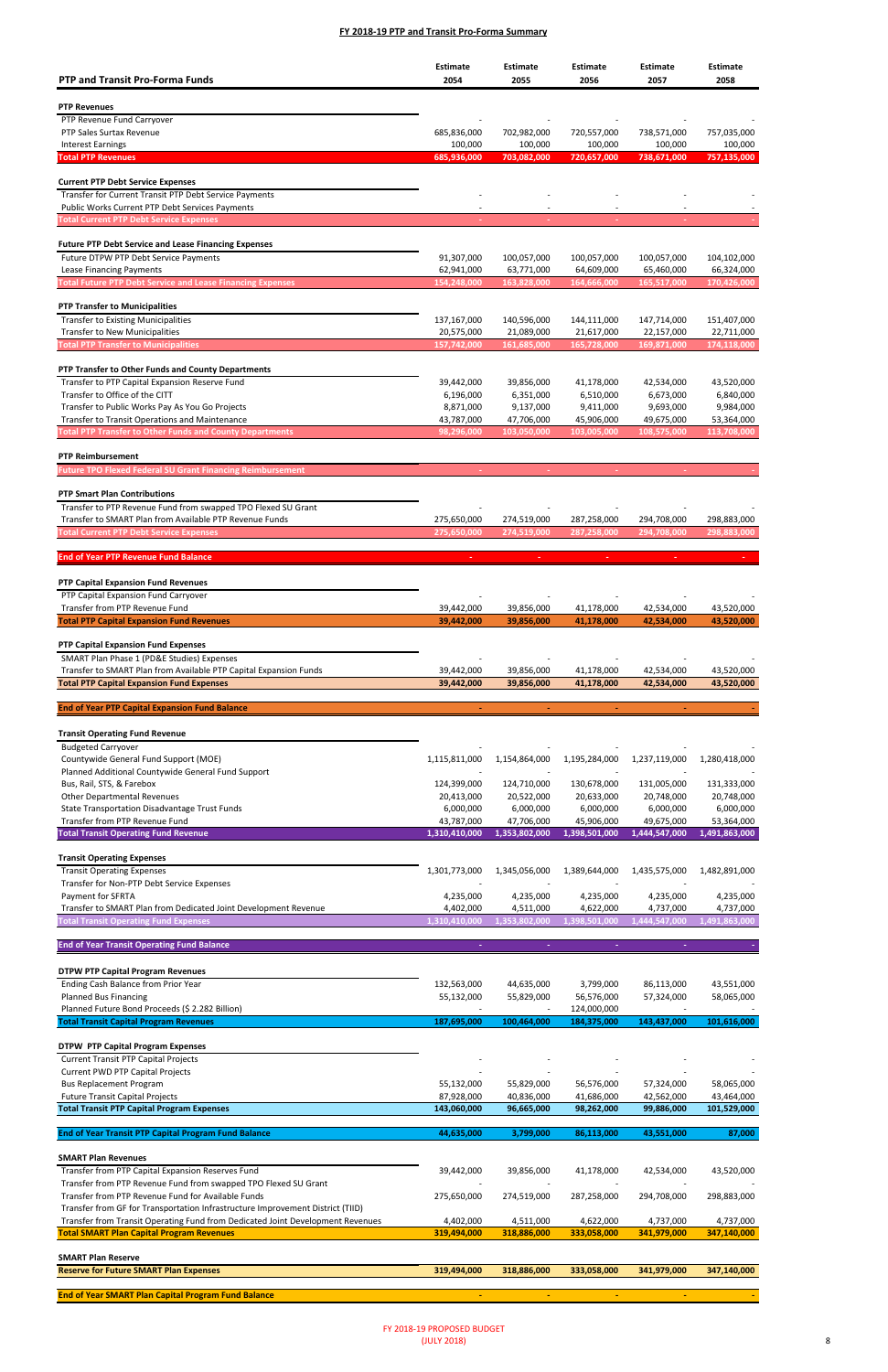**FY 2018-19 PTP and Transit Pro-Forma Summary**

| PTP and Transit Pro-Forma Funds | Estimate 2054 | Estimate 2055 | Estimate 2056 | Estimate 2057 | Estimate 2058 |
|---|---|---|---|---|---|
| **PTP Revenues** | | | | | |
| PTP Revenue Fund Carryover | - | - | - | - | - |
| PTP Sales Surtax Revenue | 685,836,000 | 702,982,000 | 720,557,000 | 738,571,000 | 757,035,000 |
| Interest Earnings | 100,000 | 100,000 | 100,000 | 100,000 | 100,000 |
| **Total PTP Revenues** | **685,936,000** | **703,082,000** | **720,657,000** | **738,671,000** | **757,135,000** |
| **Current PTP Debt Service Expenses** | | | | | |
| Transfer for Current Transit PTP Debt Service Payments | - | - | - | - | - |
| Public Works Current PTP Debt Services Payments | - | - | - | - | - |
| **Total Current PTP Debt Service Expenses** | - | - | - | - | - |
| **Future PTP Debt Service and Lease Financing Expenses** | | | | | |
| Future DTPW PTP Debt Service Payments | 91,307,000 | 100,057,000 | 100,057,000 | 100,057,000 | 104,102,000 |
| Lease Financing Payments | 62,941,000 | 63,771,000 | 64,609,000 | 65,460,000 | 66,324,000 |
| **Total Future PTP Debt Service and Lease Financing Expenses** | **154,248,000** | **163,828,000** | **164,666,000** | **165,517,000** | **170,426,000** |
| **PTP Transfer to Municipalities** | | | | | |
| Transfer to Existing Municipalities | 137,167,000 | 140,596,000 | 144,111,000 | 147,714,000 | 151,407,000 |
| Transfer to New Municipalities | 20,575,000 | 21,089,000 | 21,617,000 | 22,157,000 | 22,711,000 |
| **Total PTP Transfer to Municipalities** | **157,742,000** | **161,685,000** | **165,728,000** | **169,871,000** | **174,118,000** |
| **PTP Transfer to Other Funds and County Departments** | | | | | |
| Transfer to PTP Capital Expansion Reserve Fund | 39,442,000 | 39,856,000 | 41,178,000 | 42,534,000 | 43,520,000 |
| Transfer to Office of the CITT | 6,196,000 | 6,351,000 | 6,510,000 | 6,673,000 | 6,840,000 |
| Transfer to Public Works Pay As You Go Projects | 8,871,000 | 9,137,000 | 9,411,000 | 9,693,000 | 9,984,000 |
| Transfer to Transit Operations and Maintenance | 43,787,000 | 47,706,000 | 45,906,000 | 49,675,000 | 53,364,000 |
| **Total PTP Transfer to Other Funds and County Departments** | **98,296,000** | **103,050,000** | **103,005,000** | **108,575,000** | **113,708,000** |
| **PTP Reimbursement** | | | | | |
| **Future TPO Flexed Federal SU Grant Financing Reimbursement** | - | - | - | - | - |
| **PTP Smart Plan Contributions** | | | | | |
| Transfer to PTP Revenue Fund from swapped TPO Flexed SU Grant | - | - | - | - | - |
| Transfer to SMART Plan from Available PTP Revenue Funds | 275,650,000 | 274,519,000 | 287,258,000 | 294,708,000 | 298,883,000 |
| **Total Current PTP Debt Service Expenses** | **275,650,000** | **274,519,000** | **287,258,000** | **294,708,000** | **298,883,000** |
| **End of Year PTP Revenue Fund Balance** | - | - | - | - | - |
| **PTP Capital Expansion Fund Revenues** | | | | | |
| PTP Capital Expansion Fund Carryover | - | - | - | - | - |
| Transfer from PTP Revenue Fund | 39,442,000 | 39,856,000 | 41,178,000 | 42,534,000 | 43,520,000 |
| **Total PTP Capital Expansion Fund Revenues** | **39,442,000** | **39,856,000** | **41,178,000** | **42,534,000** | **43,520,000** |
| **PTP Capital Expansion Fund Expenses** | | | | | |
| SMART Plan Phase 1 (PD&E Studies) Expenses | - | - | - | - | - |
| Transfer to SMART Plan from Available PTP Capital Expansion Funds | 39,442,000 | 39,856,000 | 41,178,000 | 42,534,000 | 43,520,000 |
| **Total PTP Capital Expansion Fund Expenses** | **39,442,000** | **39,856,000** | **41,178,000** | **42,534,000** | **43,520,000** |
| **End of Year PTP Capital Expansion Fund Balance** | - | - | - | - | - |
| **Transit Operating Fund Revenue** | | | | | |
| Budgeted Carryover | - | - | - | - | - |
| Countywide General Fund Support (MOE) | 1,115,811,000 | 1,154,864,000 | 1,195,284,000 | 1,237,119,000 | 1,280,418,000 |
| Planned Additional Countywide General Fund Support | - | - | - | - | - |
| Bus, Rail, STS, & Farebox | 124,399,000 | 124,710,000 | 130,678,000 | 131,005,000 | 131,333,000 |
| Other Departmental Revenues | 20,413,000 | 20,522,000 | 20,633,000 | 20,748,000 | 20,748,000 |
| State Transportation Disadvantage Trust Funds | 6,000,000 | 6,000,000 | 6,000,000 | 6,000,000 | 6,000,000 |
| Transfer from PTP Revenue Fund | 43,787,000 | 47,706,000 | 45,906,000 | 49,675,000 | 53,364,000 |
| **Total Transit Operating Fund Revenue** | **1,310,410,000** | **1,353,802,000** | **1,398,501,000** | **1,444,547,000** | **1,491,863,000** |
| **Transit Operating Expenses** | | | | | |
| Transit Operating Expenses | 1,301,773,000 | 1,345,056,000 | 1,389,644,000 | 1,435,575,000 | 1,482,891,000 |
| Transfer for Non-PTP Debt Service Expenses | - | - | - | - | - |
| Payment for SFRTA | 4,235,000 | 4,235,000 | 4,235,000 | 4,235,000 | 4,235,000 |
| Transfer to SMART Plan from Dedicated Joint Development Revenue | 4,402,000 | 4,511,000 | 4,622,000 | 4,737,000 | 4,737,000 |
| **Total Transit Operating Fund Expenses** | **1,310,410,000** | **1,353,802,000** | **1,398,501,000** | **1,444,547,000** | **1,491,863,000** |
| **End of Year Transit Operating Fund Balance** | - | - | - | - | - |
| **DTPW PTP Capital Program Revenues** | | | | | |
| Ending Cash Balance from Prior Year | 132,563,000 | 44,635,000 | 3,799,000 | 86,113,000 | 43,551,000 |
| Planned Bus Financing | 55,132,000 | 55,829,000 | 56,576,000 | 57,324,000 | 58,065,000 |
| Planned Future Bond Proceeds ($ 2.282 Billion) | - | - | 124,000,000 | - | - |
| **Total Transit Capital Program Revenues** | **187,695,000** | **100,464,000** | **184,375,000** | **143,437,000** | **101,616,000** |
| **DTPW PTP Capital Program Expenses** | | | | | |
| Current Transit PTP Capital Projects | - | - | - | - | - |
| Current PWD PTP Capital Projects | - | - | - | - | - |
| Bus Replacement Program | 55,132,000 | 55,829,000 | 56,576,000 | 57,324,000 | 58,065,000 |
| Future Transit Capital Projects | 87,928,000 | 40,836,000 | 41,686,000 | 42,562,000 | 43,464,000 |
| **Total Transit PTP Capital Program Expenses** | **143,060,000** | **96,665,000** | **98,262,000** | **99,886,000** | **101,529,000** |
| **End of Year Transit PTP Capital Program Fund Balance** | **44,635,000** | **3,799,000** | **86,113,000** | **43,551,000** | **87,000** |
| **SMART Plan Revenues** | | | | | |
| Transfer from PTP Capital Expansion Reserves Fund | 39,442,000 | 39,856,000 | 41,178,000 | 42,534,000 | 43,520,000 |
| Transfer from PTP Revenue Fund from swapped TPO Flexed SU Grant | - | - | - | - | - |
| Transfer from PTP Revenue Fund for Available Funds | 275,650,000 | 274,519,000 | 287,258,000 | 294,708,000 | 298,883,000 |
| Transfer from GF for Transportation Infrastructure Improvement District (TIID) | | | | | |
| Transfer from Transit Operating Fund from Dedicated Joint Development Revenues | 4,402,000 | 4,511,000 | 4,622,000 | 4,737,000 | 4,737,000 |
| **Total SMART Plan Capital Program Revenues** | **319,494,000** | **318,886,000** | **333,058,000** | **341,979,000** | **347,140,000** |
| **SMART Plan Reserve** | | | | | |
| **Reserve for Future SMART Plan Expenses** | **319,494,000** | **318,886,000** | **333,058,000** | **341,979,000** | **347,140,000** |
| **End of Year SMART Plan Capital Program Fund Balance** | - | - | - | - | - |

FY 2018-19 PROPOSED BUDGET
(JULY 2018)